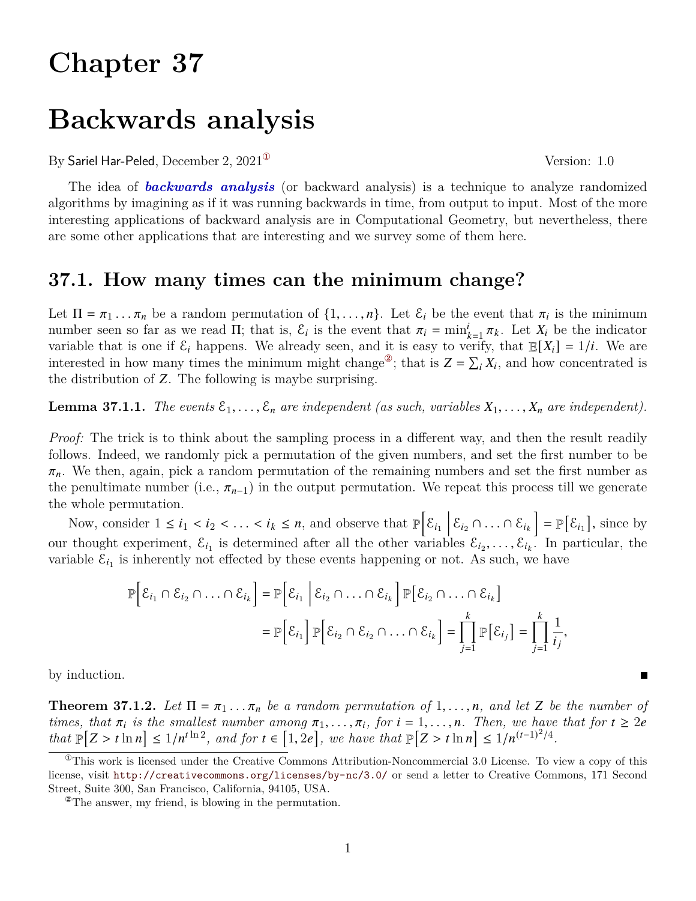# Chapter 37

# Backwards analysis

By Sariel Har-Peled, December 2, 2021[①] Version: 1.0

The idea of ***backwards analysis*** (or backward analysis) is a technique to analyze randomized algorithms by imagining as if it was running backwards in time, from output to input. Most of the more interesting applications of backward analysis are in Computational Geometry, but nevertheless, there are some other applications that are interesting and we survey some of them here.

## 37.1. How many times can the minimum change?

Let $\Pi = \pi_1 \ldots \pi_n$ be a random permutation of $\{1, \ldots, n\}$. Let $\mathcal{E}_i$ be the event that $\pi_i$ is the minimum number seen so far as we read $\Pi$; that is, $\mathcal{E}_i$ is the event that $\pi_i = \min_{k=1}^{i} \pi_k$. Let $X_i$ be the indicator variable that is one if $\mathcal{E}_i$ happens. We already seen, and it is easy to verify, that $\mathbb{E}[X_i] = 1/i$. We are interested in how many times the minimum might change[②]; that is $Z = \sum_i X_i$, and how concentrated is the distribution of $Z$. The following is maybe surprising.

**Lemma 37.1.1.** *The events $\mathcal{E}_1, \ldots, \mathcal{E}_n$ are independent (as such, variables $X_1, \ldots, X_n$ are independent).*

*Proof:* The trick is to think about the sampling process in a different way, and then the result readily follows. Indeed, we randomly pick a permutation of the given numbers, and set the first number to be $\pi_n$. We then, again, pick a random permutation of the remaining numbers and set the first number as the penultimate number (i.e., $\pi_{n-1}$) in the output permutation. We repeat this process till we generate the whole permutation.

Now, consider $1 \leq i_1 < i_2 < \ldots < i_k \leq n$, and observe that $\mathbb{P}\left[\mathcal{E}_{i_1} \,\middle|\, \mathcal{E}_{i_2} \cap \ldots \cap \mathcal{E}_{i_k}\right] = \mathbb{P}\left[\mathcal{E}_{i_1}\right]$, since by our thought experiment, $\mathcal{E}_{i_1}$ is determined after all the other variables $\mathcal{E}_{i_2}, \ldots, \mathcal{E}_{i_k}$. In particular, the variable $\mathcal{E}_{i_1}$ is inherently not effected by these events happening or not. As such, we have

$$\mathbb{P}\left[\mathcal{E}_{i_1} \cap \mathcal{E}_{i_2} \cap \ldots \cap \mathcal{E}_{i_k}\right] = \mathbb{P}\left[\mathcal{E}_{i_1} \,\middle|\, \mathcal{E}_{i_2} \cap \ldots \cap \mathcal{E}_{i_k}\right] \mathbb{P}\left[\mathcal{E}_{i_2} \cap \ldots \cap \mathcal{E}_{i_k}\right]$$
$$= \mathbb{P}\left[\mathcal{E}_{i_1}\right] \mathbb{P}\left[\mathcal{E}_{i_2} \cap \mathcal{E}_{i_2} \cap \ldots \cap \mathcal{E}_{i_k}\right] = \prod_{j=1}^{k} \mathbb{P}\left[\mathcal{E}_{i_j}\right] = \prod_{j=1}^{k} \frac{1}{i_j},$$

by induction. ∎

**Theorem 37.1.2.** *Let $\Pi = \pi_1 \ldots \pi_n$ be a random permutation of $1, \ldots, n$, and let $Z$ be the number of times, that $\pi_i$ is the smallest number among $\pi_1, \ldots, \pi_i$, for $i = 1, \ldots, n$. Then, we have that for $t \geq 2e$ that $\mathbb{P}\left[Z > t \ln n\right] \leq 1/n^{t \ln 2}$, and for $t \in \left[1, 2e\right]$, we have that $\mathbb{P}\left[Z > t \ln n\right] \leq 1/n^{(t-1)^2/4}$.*

---

[①] This work is licensed under the Creative Commons Attribution-Noncommercial 3.0 License. To view a copy of this license, visit http://creativecommons.org/licenses/by-nc/3.0/ or send a letter to Creative Commons, 171 Second Street, Suite 300, San Francisco, California, 94105, USA.

[②] The answer, my friend, is blowing in the permutation.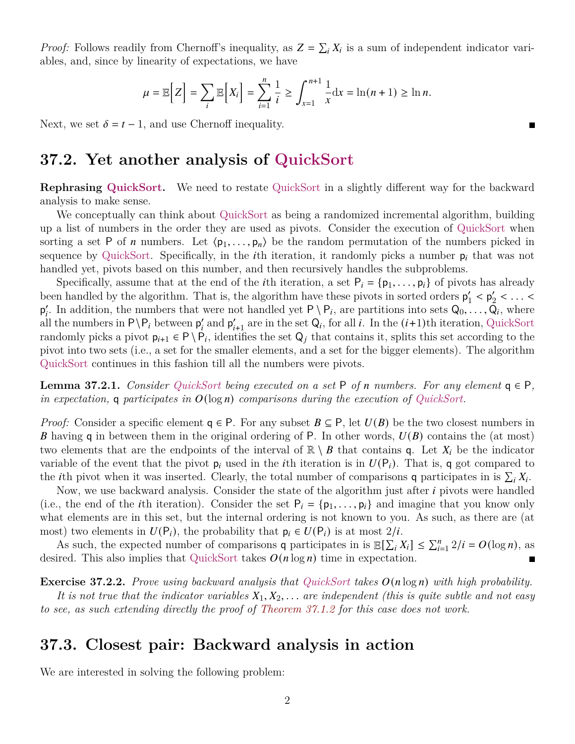*Proof:* Follows readily from Chernoff's inequality, as $Z = \sum_i X_i$ is a sum of independent indicator variables, and, since by linearity of expectations, we have

$$\mu = \mathbb{E}\Big[Z\Big] = \sum_i \mathbb{E}\Big[X_i\Big] = \sum_{i=1}^{n} \frac{1}{i} \geq \int_{x=1}^{n+1} \frac{1}{x} \mathrm{d}x = \ln(n+1) \geq \ln n.$$

Next, we set $\delta = t - 1$, and use Chernoff inequality. ■

## 37.2. Yet another analysis of QuickSort

**Rephrasing QuickSort.** We need to restate QuickSort in a slightly different way for the backward analysis to make sense.

We conceptually can think about QuickSort as being a randomized incremental algorithm, building up a list of numbers in the order they are used as pivots. Consider the execution of QuickSort when sorting a set $\mathsf{P}$ of $n$ numbers. Let $\langle \mathsf{p}_1, \ldots, \mathsf{p}_n \rangle$ be the random permutation of the numbers picked in sequence by QuickSort. Specifically, in the $i$th iteration, it randomly picks a number $\mathsf{p}_i$ that was not handled yet, pivots based on this number, and then recursively handles the subproblems.

Specifically, assume that at the end of the $i$th iteration, a set $\mathsf{P}_i = \{\mathsf{p}_1, \ldots, \mathsf{p}_i\}$ of pivots has already been handled by the algorithm. That is, the algorithm have these pivots in sorted orders $\mathsf{p}'_1 < \mathsf{p}'_2 < \ldots < \mathsf{p}'_i$. In addition, the numbers that were not handled yet $\mathsf{P} \setminus \mathsf{P}_i$, are partitions into sets $\mathsf{Q}_0, \ldots, \mathsf{Q}_i$, where all the numbers in $\mathsf{P} \setminus \mathsf{P}_i$ between $\mathsf{p}'_i$ and $\mathsf{p}'_{i+1}$ are in the set $\mathsf{Q}_i$, for all $i$. In the $(i+1)$th iteration, QuickSort randomly picks a pivot $\mathsf{p}_{i+1} \in \mathsf{P} \setminus \mathsf{P}_i$, identifies the set $\mathsf{Q}_j$ that contains it, splits this set according to the pivot into two sets (i.e., a set for the smaller elements, and a set for the bigger elements). The algorithm QuickSort continues in this fashion till all the numbers were pivots.

**Lemma 37.2.1.** *Consider QuickSort being executed on a set $\mathsf{P}$ of $n$ numbers. For any element $\mathsf{q} \in \mathsf{P}$, in expectation, $\mathsf{q}$ participates in $O(\log n)$ comparisons during the execution of QuickSort.*

*Proof:* Consider a specific element $\mathsf{q} \in \mathsf{P}$. For any subset $B \subseteq \mathsf{P}$, let $U(B)$ be the two closest numbers in $B$ having $\mathsf{q}$ in between them in the original ordering of $\mathsf{P}$. In other words, $U(B)$ contains the (at most) two elements that are the endpoints of the interval of $\mathbb{R} \setminus B$ that contains $\mathsf{q}$. Let $X_i$ be the indicator variable of the event that the pivot $\mathsf{p}_i$ used in the $i$th iteration is in $U(\mathsf{P}_i)$. That is, $\mathsf{q}$ got compared to the $i$th pivot when it was inserted. Clearly, the total number of comparisons $\mathsf{q}$ participates in is $\sum_i X_i$.

Now, we use backward analysis. Consider the state of the algorithm just after $i$ pivots were handled (i.e., the end of the $i$th iteration). Consider the set $\mathsf{P}_i = \{\mathsf{p}_1, \ldots, \mathsf{p}_i\}$ and imagine that you know only what elements are in this set, but the internal ordering is not known to you. As such, as there are (at most) two elements in $U(\mathsf{P}_i)$, the probability that $\mathsf{p}_i \in U(\mathsf{P}_i)$ is at most $2/i$.

As such, the expected number of comparisons $\mathsf{q}$ participates in is $\mathbb{E}[\sum_i X_i] \leq \sum_{i=1}^{n} 2/i = O(\log n)$, as desired. This also implies that QuickSort takes $O(n \log n)$ time in expectation. ■

**Exercise 37.2.2.** *Prove using backward analysis that QuickSort takes $O(n \log n)$ with high probability.*

*It is not true that the indicator variables $X_1, X_2, \ldots$ are independent (this is quite subtle and not easy to see, as such extending directly the proof of Theorem 37.1.2 for this case does not work.*

## 37.3. Closest pair: Backward analysis in action

We are interested in solving the following problem: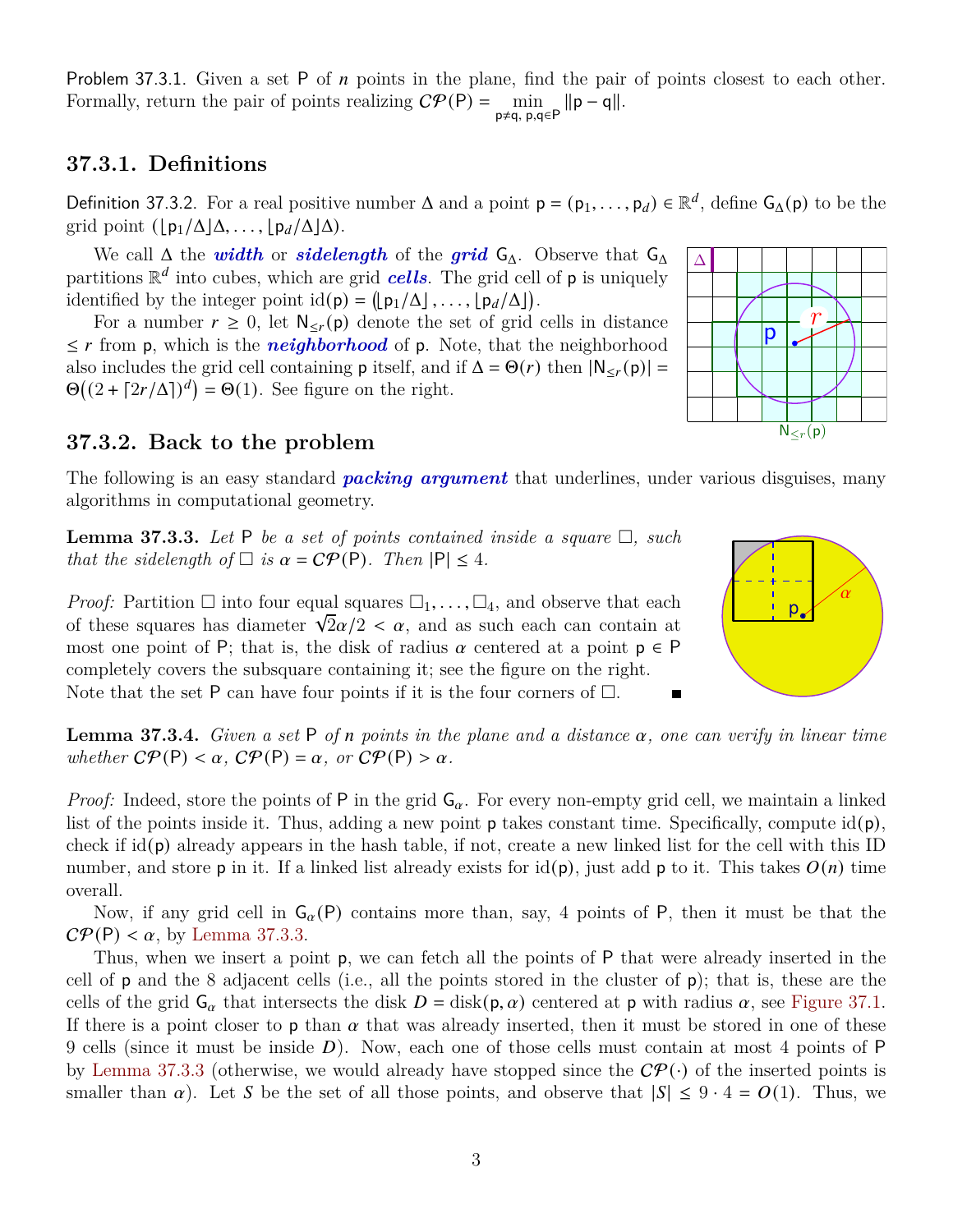Problem 37.3.1. Given a set $\mathsf{P}$ of $n$ points in the plane, find the pair of points closest to each other. Formally, return the pair of points realizing $\mathcal{CP}(\mathsf{P}) = \min_{\mathsf{p} \neq \mathsf{q},\, \mathsf{p},\mathsf{q} \in \mathsf{P}} \|\mathsf{p} - \mathsf{q}\|$.

### 37.3.1. Definitions

Definition 37.3.2. For a real positive number $\Delta$ and a point $\mathsf{p} = (\mathsf{p}_1, \ldots, \mathsf{p}_d) \in \mathbb{R}^d$, define $\mathsf{G}_\Delta(\mathsf{p})$ to be the grid point $(\lfloor \mathsf{p}_1/\Delta \rfloor \Delta, \ldots, \lfloor \mathsf{p}_d/\Delta \rfloor \Delta)$.

We call $\Delta$ the ***width*** or ***sidelength*** of the ***grid*** $\mathsf{G}_\Delta$. Observe that $\mathsf{G}_\Delta$ partitions $\mathbb{R}^d$ into cubes, which are grid ***cells***. The grid cell of $\mathsf{p}$ is uniquely identified by the integer point $\mathrm{id}(\mathsf{p}) = \left(\lfloor \mathsf{p}_1/\Delta \rfloor, \ldots, \lfloor \mathsf{p}_d/\Delta \rfloor\right)$.

For a number $r \geq 0$, let $\mathsf{N}_{\leq r}(\mathsf{p})$ denote the set of grid cells in distance $\leq r$ from $\mathsf{p}$, which is the ***neighborhood*** of $\mathsf{p}$. Note, that the neighborhood also includes the grid cell containing $\mathsf{p}$ itself, and if $\Delta = \Theta(r)$ then $|\mathsf{N}_{\leq r}(\mathsf{p})| = \Theta\big((2 + \lceil 2r/\Delta \rceil)^d\big) = \Theta(1)$. See figure on the right.

### 37.3.2. Back to the problem

The following is an easy standard ***packing argument*** that underlines, under various disguises, many algorithms in computational geometry.

**Lemma 37.3.3.** *Let $\mathsf{P}$ be a set of points contained inside a square $\square$, such that the sidelength of $\square$ is $\alpha = \mathcal{CP}(\mathsf{P})$. Then $|\mathsf{P}| \leq 4$.*

*Proof:* Partition $\square$ into four equal squares $\square_1, \ldots, \square_4$, and observe that each of these squares has diameter $\sqrt{2}\alpha/2 < \alpha$, and as such each can contain at most one point of $\mathsf{P}$; that is, the disk of radius $\alpha$ centered at a point $\mathsf{p} \in \mathsf{P}$ completely covers the subsquare containing it; see the figure on the right.
Note that the set $\mathsf{P}$ can have four points if it is the four corners of $\square$. ∎

**Lemma 37.3.4.** *Given a set $\mathsf{P}$ of $n$ points in the plane and a distance $\alpha$, one can verify in linear time whether $\mathcal{CP}(\mathsf{P}) < \alpha$, $\mathcal{CP}(\mathsf{P}) = \alpha$, or $\mathcal{CP}(\mathsf{P}) > \alpha$.*

*Proof:* Indeed, store the points of $\mathsf{P}$ in the grid $\mathsf{G}_\alpha$. For every non-empty grid cell, we maintain a linked list of the points inside it. Thus, adding a new point $\mathsf{p}$ takes constant time. Specifically, compute $\mathrm{id}(\mathsf{p})$, check if $\mathrm{id}(\mathsf{p})$ already appears in the hash table, if not, create a new linked list for the cell with this ID number, and store $\mathsf{p}$ in it. If a linked list already exists for $\mathrm{id}(\mathsf{p})$, just add $\mathsf{p}$ to it. This takes $O(n)$ time overall.

Now, if any grid cell in $\mathsf{G}_\alpha(\mathsf{P})$ contains more than, say, 4 points of $\mathsf{P}$, then it must be that the $\mathcal{CP}(\mathsf{P}) < \alpha$, by Lemma 37.3.3.

Thus, when we insert a point $\mathsf{p}$, we can fetch all the points of $\mathsf{P}$ that were already inserted in the cell of $\mathsf{p}$ and the 8 adjacent cells (i.e., all the points stored in the cluster of $\mathsf{p}$); that is, these are the cells of the grid $\mathsf{G}_\alpha$ that intersects the disk $D = \mathrm{disk}(\mathsf{p}, \alpha)$ centered at $\mathsf{p}$ with radius $\alpha$, see Figure 37.1. If there is a point closer to $\mathsf{p}$ than $\alpha$ that was already inserted, then it must be stored in one of these 9 cells (since it must be inside $D$). Now, each one of those cells must contain at most 4 points of $\mathsf{P}$ by Lemma 37.3.3 (otherwise, we would already have stopped since the $\mathcal{CP}(\cdot)$ of the inserted points is smaller than $\alpha$). Let $S$ be the set of all those points, and observe that $|S| \leq 9 \cdot 4 = O(1)$. Thus, we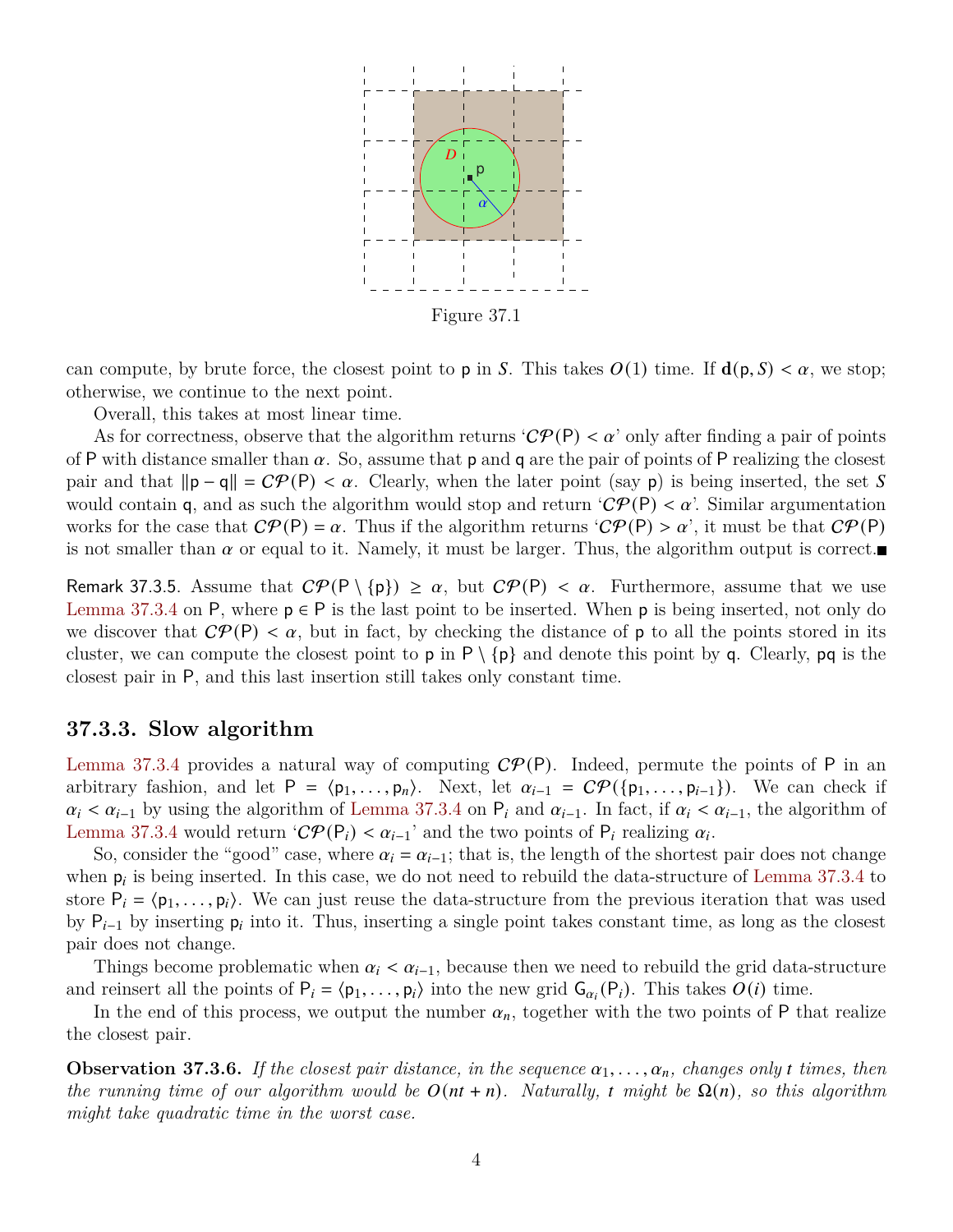Figure 37.1

can compute, by brute force, the closest point to p in $S$. This takes $O(1)$ time. If $\mathbf{d}(\mathsf{p}, S) < \alpha$, we stop; otherwise, we continue to the next point.

Overall, this takes at most linear time.

As for correctness, observe that the algorithm returns '$\mathcal{CP}(\mathsf{P}) < \alpha$' only after finding a pair of points of P with distance smaller than $\alpha$. So, assume that p and q are the pair of points of P realizing the closest pair and that $\|\mathsf{p} - \mathsf{q}\| = \mathcal{CP}(\mathsf{P}) < \alpha$. Clearly, when the later point (say p) is being inserted, the set $S$ would contain q, and as such the algorithm would stop and return '$\mathcal{CP}(\mathsf{P}) < \alpha$'. Similar argumentation works for the case that $\mathcal{CP}(\mathsf{P}) = \alpha$. Thus if the algorithm returns '$\mathcal{CP}(\mathsf{P}) > \alpha$', it must be that $\mathcal{CP}(\mathsf{P})$ is not smaller than $\alpha$ or equal to it. Namely, it must be larger. Thus, the algorithm output is correct. ∎

Remark 37.3.5. Assume that $\mathcal{CP}(\mathsf{P} \setminus \{\mathsf{p}\}) \geq \alpha$, but $\mathcal{CP}(\mathsf{P}) < \alpha$. Furthermore, assume that we use Lemma 37.3.4 on P, where $\mathsf{p} \in \mathsf{P}$ is the last point to be inserted. When p is being inserted, not only do we discover that $\mathcal{CP}(\mathsf{P}) < \alpha$, but in fact, by checking the distance of p to all the points stored in its cluster, we can compute the closest point to p in $\mathsf{P} \setminus \{\mathsf{p}\}$ and denote this point by q. Clearly, pq is the closest pair in P, and this last insertion still takes only constant time.

### 37.3.3. Slow algorithm

Lemma 37.3.4 provides a natural way of computing $\mathcal{CP}(\mathsf{P})$. Indeed, permute the points of P in an arbitrary fashion, and let $\mathsf{P} = \langle \mathsf{p}_1, \ldots, \mathsf{p}_n \rangle$. Next, let $\alpha_{i-1} = \mathcal{CP}(\{\mathsf{p}_1, \ldots, \mathsf{p}_{i-1}\})$. We can check if $\alpha_i < \alpha_{i-1}$ by using the algorithm of Lemma 37.3.4 on $\mathsf{P}_i$ and $\alpha_{i-1}$. In fact, if $\alpha_i < \alpha_{i-1}$, the algorithm of Lemma 37.3.4 would return '$\mathcal{CP}(\mathsf{P}_i) < \alpha_{i-1}$' and the two points of $\mathsf{P}_i$ realizing $\alpha_i$.

So, consider the "good" case, where $\alpha_i = \alpha_{i-1}$; that is, the length of the shortest pair does not change when $\mathsf{p}_i$ is being inserted. In this case, we do not need to rebuild the data-structure of Lemma 37.3.4 to store $\mathsf{P}_i = \langle \mathsf{p}_1, \ldots, \mathsf{p}_i \rangle$. We can just reuse the data-structure from the previous iteration that was used by $\mathsf{P}_{i-1}$ by inserting $\mathsf{p}_i$ into it. Thus, inserting a single point takes constant time, as long as the closest pair does not change.

Things become problematic when $\alpha_i < \alpha_{i-1}$, because then we need to rebuild the grid data-structure and reinsert all the points of $\mathsf{P}_i = \langle \mathsf{p}_1, \ldots, \mathsf{p}_i \rangle$ into the new grid $\mathsf{G}_{\alpha_i}(\mathsf{P}_i)$. This takes $O(i)$ time.

In the end of this process, we output the number $\alpha_n$, together with the two points of P that realize the closest pair.

**Observation 37.3.6.** *If the closest pair distance, in the sequence $\alpha_1, \ldots, \alpha_n$, changes only $t$ times, then the running time of our algorithm would be $O(nt + n)$. Naturally, $t$ might be $\Omega(n)$, so this algorithm might take quadratic time in the worst case.*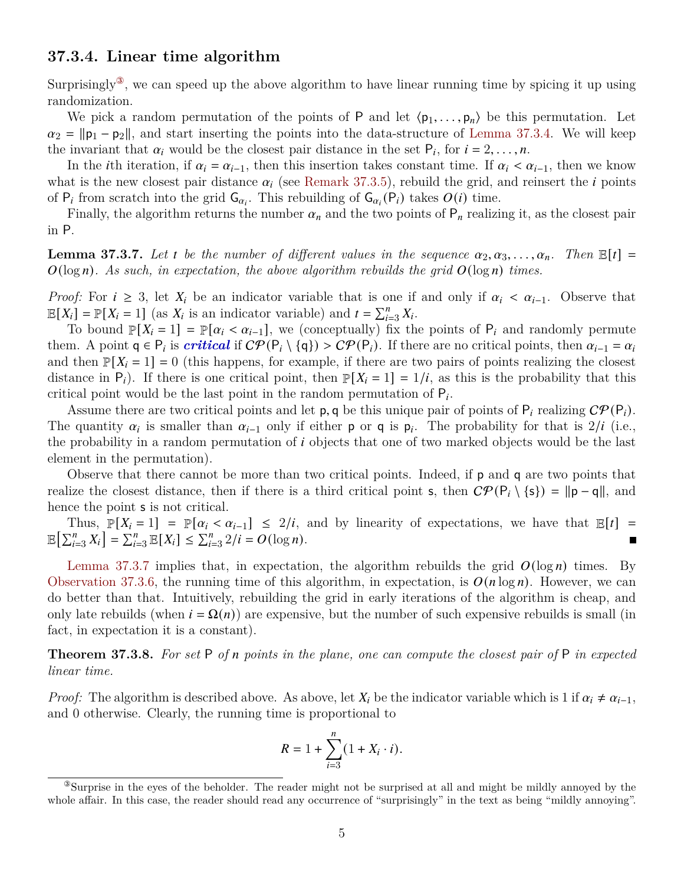### 37.3.4. Linear time algorithm

Surprisingly[3], we can speed up the above algorithm to have linear running time by spicing it up using randomization.

We pick a random permutation of the points of $\mathsf{P}$ and let $\langle \mathsf{p}_1, \ldots, \mathsf{p}_n \rangle$ be this permutation. Let $\alpha_2 = \|\mathsf{p}_1 - \mathsf{p}_2\|$, and start inserting the points into the data-structure of Lemma 37.3.4. We will keep the invariant that $\alpha_i$ would be the closest pair distance in the set $\mathsf{P}_i$, for $i = 2, \ldots, n$.

In the $i$th iteration, if $\alpha_i = \alpha_{i-1}$, then this insertion takes constant time. If $\alpha_i < \alpha_{i-1}$, then we know what is the new closest pair distance $\alpha_i$ (see Remark 37.3.5), rebuild the grid, and reinsert the $i$ points of $\mathsf{P}_i$ from scratch into the grid $\mathsf{G}_{\alpha_i}$. This rebuilding of $\mathsf{G}_{\alpha_i}(\mathsf{P}_i)$ takes $O(i)$ time.

Finally, the algorithm returns the number $\alpha_n$ and the two points of $\mathsf{P}_n$ realizing it, as the closest pair in $\mathsf{P}$.

**Lemma 37.3.7.** *Let $t$ be the number of different values in the sequence $\alpha_2, \alpha_3, \ldots, \alpha_n$. Then $\mathbb{E}[t] = O(\log n)$. As such, in expectation, the above algorithm rebuilds the grid $O(\log n)$ times.*

*Proof:* For $i \geq 3$, let $X_i$ be an indicator variable that is one if and only if $\alpha_i < \alpha_{i-1}$. Observe that $\mathbb{E}[X_i] = \mathbb{P}[X_i = 1]$ (as $X_i$ is an indicator variable) and $t = \sum_{i=3}^{n} X_i$.

To bound $\mathbb{P}[X_i = 1] = \mathbb{P}[\alpha_i < \alpha_{i-1}]$, we (conceptually) fix the points of $\mathsf{P}_i$ and randomly permute them. A point $\mathsf{q} \in \mathsf{P}_i$ is ***critical*** if $\mathcal{CP}(\mathsf{P}_i \setminus \{\mathsf{q}\}) > \mathcal{CP}(\mathsf{P}_i)$. If there are no critical points, then $\alpha_{i-1} = \alpha_i$ and then $\mathbb{P}[X_i = 1] = 0$ (this happens, for example, if there are two pairs of points realizing the closest distance in $\mathsf{P}_i$). If there is one critical point, then $\mathbb{P}[X_i = 1] = 1/i$, as this is the probability that this critical point would be the last point in the random permutation of $\mathsf{P}_i$.

Assume there are two critical points and let $\mathsf{p}, \mathsf{q}$ be this unique pair of points of $\mathsf{P}_i$ realizing $\mathcal{CP}(\mathsf{P}_i)$. The quantity $\alpha_i$ is smaller than $\alpha_{i-1}$ only if either $\mathsf{p}$ or $\mathsf{q}$ is $\mathsf{p}_i$. The probability for that is $2/i$ (i.e., the probability in a random permutation of $i$ objects that one of two marked objects would be the last element in the permutation).

Observe that there cannot be more than two critical points. Indeed, if $\mathsf{p}$ and $\mathsf{q}$ are two points that realize the closest distance, then if there is a third critical point $\mathsf{s}$, then $\mathcal{CP}(\mathsf{P}_i \setminus \{\mathsf{s}\}) = \|\mathsf{p} - \mathsf{q}\|$, and hence the point $\mathsf{s}$ is not critical.

Thus, $\mathbb{P}[X_i = 1] = \mathbb{P}[\alpha_i < \alpha_{i-1}] \leq 2/i$, and by linearity of expectations, we have that $\mathbb{E}[t] = \mathbb{E}\left[\sum_{i=3}^{n} X_i\right] = \sum_{i=3}^{n} \mathbb{E}[X_i] \leq \sum_{i=3}^{n} 2/i = O(\log n)$. ∎

Lemma 37.3.7 implies that, in expectation, the algorithm rebuilds the grid $O(\log n)$ times. By Observation 37.3.6, the running time of this algorithm, in expectation, is $O(n \log n)$. However, we can do better than that. Intuitively, rebuilding the grid in early iterations of the algorithm is cheap, and only late rebuilds (when $i = \Omega(n)$) are expensive, but the number of such expensive rebuilds is small (in fact, in expectation it is a constant).

**Theorem 37.3.8.** *For set $\mathsf{P}$ of $n$ points in the plane, one can compute the closest pair of $\mathsf{P}$ in expected linear time.*

*Proof:* The algorithm is described above. As above, let $X_i$ be the indicator variable which is 1 if $\alpha_i \neq \alpha_{i-1}$, and 0 otherwise. Clearly, the running time is proportional to

$$R = 1 + \sum_{i=3}^{n} (1 + X_i \cdot i).$$

[3]Surprise in the eyes of the beholder. The reader might not be surprised at all and might be mildly annoyed by the whole affair. In this case, the reader should read any occurrence of "surprisingly" in the text as being "mildly annoying".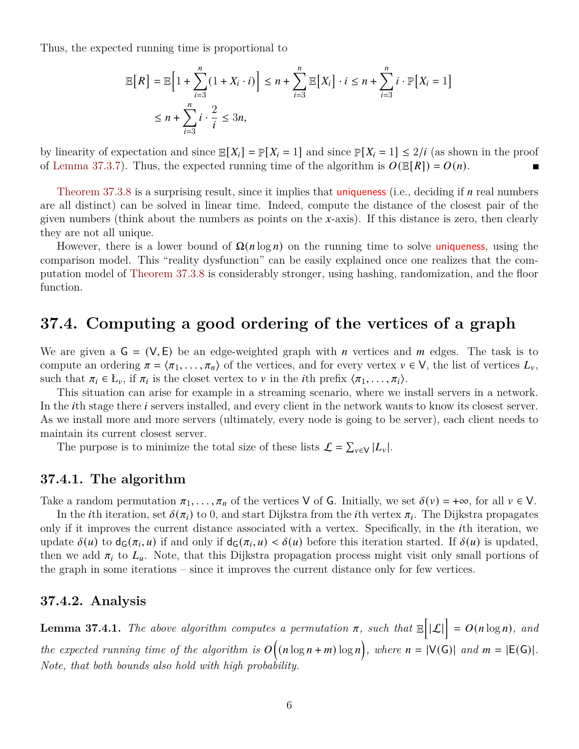Thus, the expected running time is proportional to

$$\mathbb{E}\Big[R\Big] = \mathbb{E}\Big[1 + \sum_{i=3}^{n}(1 + X_i \cdot i)\Big] \le n + \sum_{i=3}^{n} \mathbb{E}\big[X_i\big] \cdot i \le n + \sum_{i=3}^{n} i \cdot \mathbb{P}\big[X_i = 1\big]$$
$$\le n + \sum_{i=3}^{n} i \cdot \frac{2}{i} \le 3n,$$

by linearity of expectation and since $\mathbb{E}[X_i] = \mathbb{P}[X_i = 1]$ and since $\mathbb{P}[X_i = 1] \le 2/i$ (as shown in the proof of Lemma 37.3.7). Thus, the expected running time of the algorithm is $O(\mathbb{E}[R]) = O(n)$. ∎

Theorem 37.3.8 is a surprising result, since it implies that uniqueness (i.e., deciding if $n$ real numbers are all distinct) can be solved in linear time. Indeed, compute the distance of the closest pair of the given numbers (think about the numbers as points on the $x$-axis). If this distance is zero, then clearly they are not all unique.

However, there is a lower bound of $\Omega(n \log n)$ on the running time to solve uniqueness, using the comparison model. This "reality dysfunction" can be easily explained once one realizes that the computation model of Theorem 37.3.8 is considerably stronger, using hashing, randomization, and the floor function.

## 37.4. Computing a good ordering of the vertices of a graph

We are given a $\mathsf{G} = (\mathsf{V}, \mathsf{E})$ be an edge-weighted graph with $n$ vertices and $m$ edges. The task is to compute an ordering $\pi = \langle \pi_1, \ldots, \pi_n \rangle$ of the vertices, and for every vertex $v \in \mathsf{V}$, the list of vertices $L_v$, such that $\pi_i \in Ł_v$, if $\pi_i$ is the closet vertex to $v$ in the $i$th prefix $\langle \pi_1, \ldots, \pi_i \rangle$.

This situation can arise for example in a streaming scenario, where we install servers in a network. In the $i$th stage there $i$ servers installed, and every client in the network wants to know its closest server. As we install more and more servers (ultimately, every node is going to be server), each client needs to maintain its current closest server.

The purpose is to minimize the total size of these lists $\mathcal{L} = \sum_{v \in \mathsf{V}} |L_v|$.

### 37.4.1. The algorithm

Take a random permutation $\pi_1, \ldots, \pi_n$ of the vertices $\mathsf{V}$ of $\mathsf{G}$. Initially, we set $\delta(v) = +\infty$, for all $v \in \mathsf{V}$.

In the $i$th iteration, set $\delta(\pi_i)$ to 0, and start Dijkstra from the $i$th vertex $\pi_i$. The Dijkstra propagates only if it improves the current distance associated with a vertex. Specifically, in the $i$th iteration, we update $\delta(u)$ to $\mathsf{d}_\mathsf{G}(\pi_i, u)$ if and only if $\mathsf{d}_\mathsf{G}(\pi_i, u) < \delta(u)$ before this iteration started. If $\delta(u)$ is updated, then we add $\pi_i$ to $L_u$. Note, that this Dijkstra propagation process might visit only small portions of the graph in some iterations – since it improves the current distance only for few vertices.

### 37.4.2. Analysis

**Lemma 37.4.1.** *The above algorithm computes a permutation $\pi$, such that $\mathbb{E}\Big[|\mathcal{L}|\Big] = O(n \log n)$, and the expected running time of the algorithm is $O\Big((n \log n + m) \log n\Big)$, where $n = |\mathsf{V}(\mathsf{G})|$ and $m = |\mathsf{E}(\mathsf{G})|$. Note, that both bounds also hold with high probability.*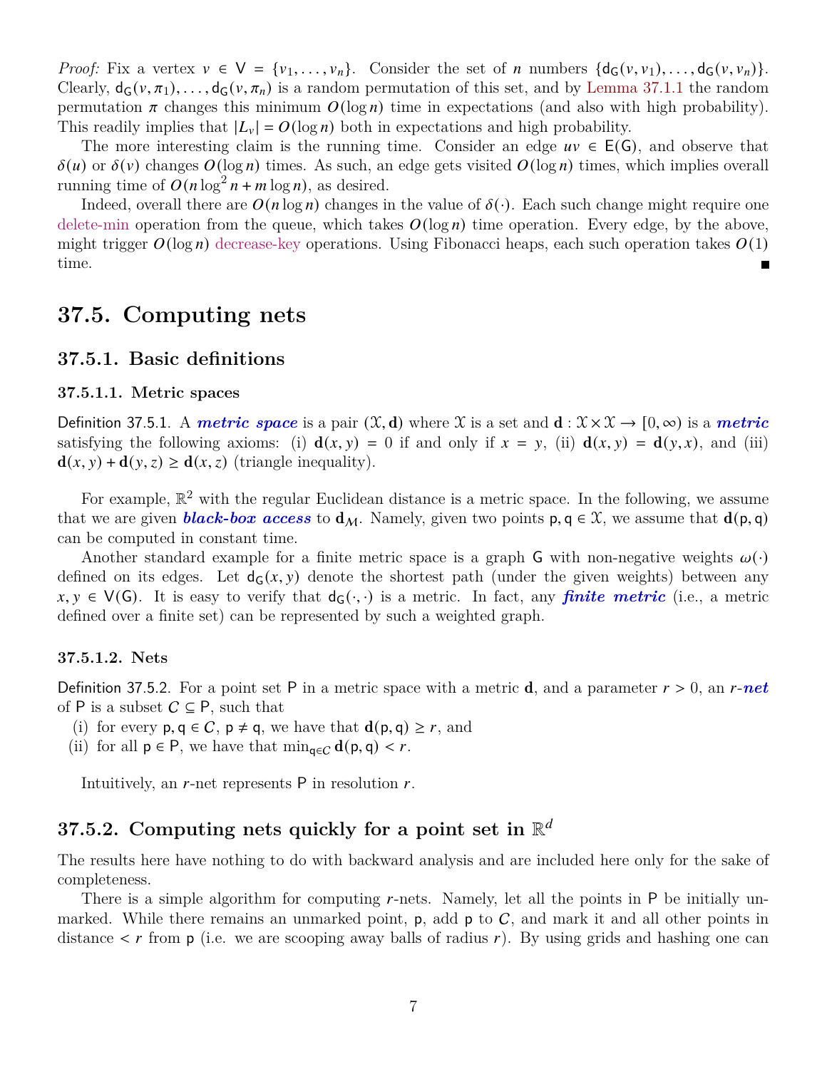*Proof:* Fix a vertex $v \in \mathsf{V} = \{v_1, \ldots, v_n\}$. Consider the set of $n$ numbers $\{\mathsf{d_G}(v, v_1), \ldots, \mathsf{d_G}(v, v_n)\}$. Clearly, $\mathsf{d_G}(v, \pi_1), \ldots, \mathsf{d_G}(v, \pi_n)$ is a random permutation of this set, and by Lemma 37.1.1 the random permutation $\pi$ changes this minimum $O(\log n)$ time in expectations (and also with high probability). This readily implies that $|L_v| = O(\log n)$ both in expectations and high probability.

The more interesting claim is the running time. Consider an edge $uv \in \mathsf{E}(\mathsf{G})$, and observe that $\delta(u)$ or $\delta(v)$ changes $O(\log n)$ times. As such, an edge gets visited $O(\log n)$ times, which implies overall running time of $O(n \log^2 n + m \log n)$, as desired.

Indeed, overall there are $O(n \log n)$ changes in the value of $\delta(\cdot)$. Each such change might require one delete-min operation from the queue, which takes $O(\log n)$ time operation. Every edge, by the above, might trigger $O(\log n)$ decrease-key operations. Using Fibonacci heaps, each such operation takes $O(1)$ time. ∎

## 37.5. Computing nets

### 37.5.1. Basic definitions

#### 37.5.1.1. Metric spaces

Definition 37.5.1. A ***metric space*** is a pair $(\mathcal{X}, \mathbf{d})$ where $\mathcal{X}$ is a set and $\mathbf{d} : \mathcal{X} \times \mathcal{X} \rightarrow [0, \infty)$ is a ***metric*** satisfying the following axioms: (i) $\mathbf{d}(x, y) = 0$ if and only if $x = y$, (ii) $\mathbf{d}(x, y) = \mathbf{d}(y, x)$, and (iii) $\mathbf{d}(x, y) + \mathbf{d}(y, z) \geq \mathbf{d}(x, z)$ (triangle inequality).

For example, $\mathbb{R}^2$ with the regular Euclidean distance is a metric space. In the following, we assume that we are given ***black-box access*** to $\mathbf{d}_{\mathcal{M}}$. Namely, given two points $\mathsf{p}, \mathsf{q} \in \mathcal{X}$, we assume that $\mathbf{d}(\mathsf{p}, \mathsf{q})$ can be computed in constant time.

Another standard example for a finite metric space is a graph $\mathsf{G}$ with non-negative weights $\omega(\cdot)$ defined on its edges. Let $\mathsf{d_G}(x, y)$ denote the shortest path (under the given weights) between any $x, y \in \mathsf{V}(\mathsf{G})$. It is easy to verify that $\mathsf{d_G}(\cdot, \cdot)$ is a metric. In fact, any ***finite metric*** (i.e., a metric defined over a finite set) can be represented by such a weighted graph.

#### 37.5.1.2. Nets

Definition 37.5.2. For a point set $\mathsf{P}$ in a metric space with a metric $\mathbf{d}$, and a parameter $r > 0$, an ***$r$-net*** of $\mathsf{P}$ is a subset $\mathcal{C} \subseteq \mathsf{P}$, such that

(i) for every $\mathsf{p}, \mathsf{q} \in \mathcal{C}$, $\mathsf{p} \neq \mathsf{q}$, we have that $\mathbf{d}(\mathsf{p}, \mathsf{q}) \geq r$, and

(ii) for all $\mathsf{p} \in \mathsf{P}$, we have that $\min_{\mathsf{q} \in \mathcal{C}} \mathbf{d}(\mathsf{p}, \mathsf{q}) < r$.

Intuitively, an $r$-net represents $\mathsf{P}$ in resolution $r$.

### 37.5.2. Computing nets quickly for a point set in $\mathbb{R}^d$

The results here have nothing to do with backward analysis and are included here only for the sake of completeness.

There is a simple algorithm for computing $r$-nets. Namely, let all the points in $\mathsf{P}$ be initially unmarked. While there remains an unmarked point, $\mathsf{p}$, add $\mathsf{p}$ to $\mathcal{C}$, and mark it and all other points in distance $< r$ from $\mathsf{p}$ (i.e. we are scooping away balls of radius $r$). By using grids and hashing one can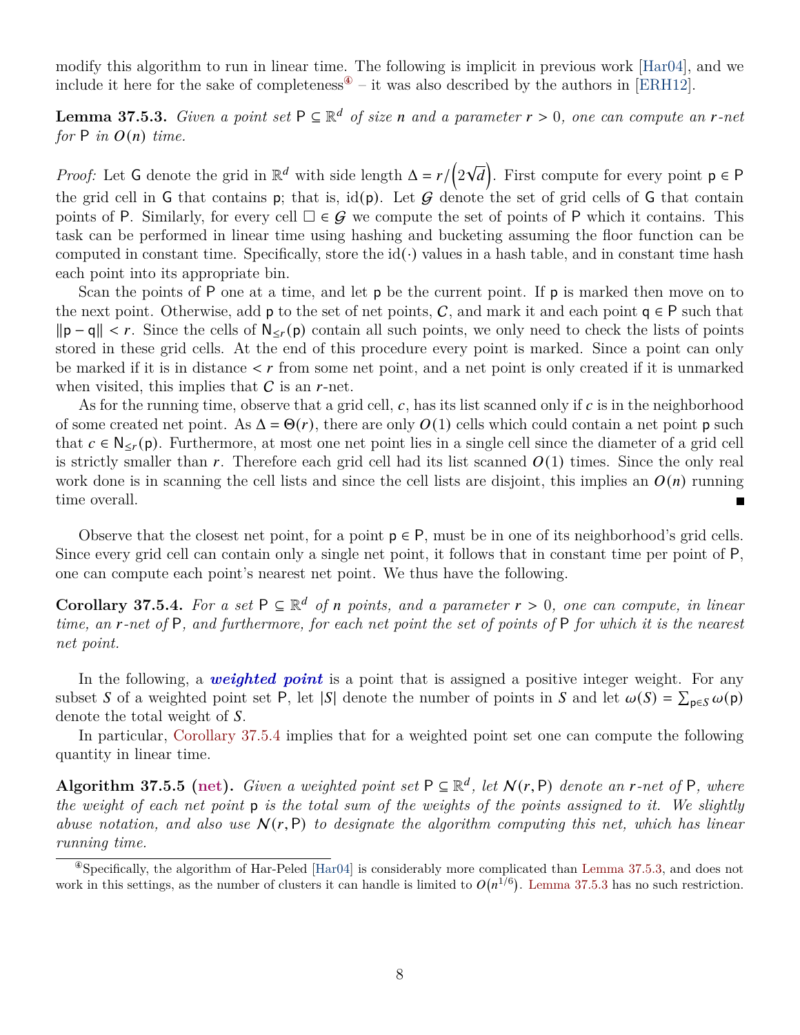modify this algorithm to run in linear time. The following is implicit in previous work [Har04], and we include it here for the sake of completeness[4] – it was also described by the authors in [ERH12].

**Lemma 37.5.3.** *Given a point set $\mathsf{P} \subseteq \mathbb{R}^d$ of size $n$ and a parameter $r > 0$, one can compute an $r$-net for $\mathsf{P}$ in $O(n)$ time.*

*Proof:* Let $\mathsf{G}$ denote the grid in $\mathbb{R}^d$ with side length $\Delta = r/\left(2\sqrt{d}\right)$. First compute for every point $\mathsf{p} \in \mathsf{P}$ the grid cell in $\mathsf{G}$ that contains $\mathsf{p}$; that is, $\mathrm{id}(\mathsf{p})$. Let $\mathcal{G}$ denote the set of grid cells of $\mathsf{G}$ that contain points of $\mathsf{P}$. Similarly, for every cell $\square \in \mathcal{G}$ we compute the set of points of $\mathsf{P}$ which it contains. This task can be performed in linear time using hashing and bucketing assuming the floor function can be computed in constant time. Specifically, store the $\mathrm{id}(\cdot)$ values in a hash table, and in constant time hash each point into its appropriate bin.

Scan the points of $\mathsf{P}$ one at a time, and let $\mathsf{p}$ be the current point. If $\mathsf{p}$ is marked then move on to the next point. Otherwise, add $\mathsf{p}$ to the set of net points, $\mathcal{C}$, and mark it and each point $\mathsf{q} \in \mathsf{P}$ such that $\|\mathsf{p} - \mathsf{q}\| < r$. Since the cells of $\mathsf{N}_{\leq r}(\mathsf{p})$ contain all such points, we only need to check the lists of points stored in these grid cells. At the end of this procedure every point is marked. Since a point can only be marked if it is in distance $< r$ from some net point, and a net point is only created if it is unmarked when visited, this implies that $\mathcal{C}$ is an $r$-net.

As for the running time, observe that a grid cell, $c$, has its list scanned only if $c$ is in the neighborhood of some created net point. As $\Delta = \Theta(r)$, there are only $O(1)$ cells which could contain a net point $\mathsf{p}$ such that $c \in \mathsf{N}_{\leq r}(\mathsf{p})$. Furthermore, at most one net point lies in a single cell since the diameter of a grid cell is strictly smaller than $r$. Therefore each grid cell had its list scanned $O(1)$ times. Since the only real work done is in scanning the cell lists and since the cell lists are disjoint, this implies an $O(n)$ running time overall. ■

Observe that the closest net point, for a point $\mathsf{p} \in \mathsf{P}$, must be in one of its neighborhood's grid cells. Since every grid cell can contain only a single net point, it follows that in constant time per point of $\mathsf{P}$, one can compute each point's nearest net point. We thus have the following.

**Corollary 37.5.4.** *For a set $\mathsf{P} \subseteq \mathbb{R}^d$ of $n$ points, and a parameter $r > 0$, one can compute, in linear time, an $r$-net of $\mathsf{P}$, and furthermore, for each net point the set of points of $\mathsf{P}$ for which it is the nearest net point.*

In the following, a ***weighted point*** is a point that is assigned a positive integer weight. For any subset $S$ of a weighted point set $\mathsf{P}$, let $|S|$ denote the number of points in $S$ and let $\omega(S) = \sum_{\mathsf{p} \in S} \omega(\mathsf{p})$ denote the total weight of $S$.

In particular, Corollary 37.5.4 implies that for a weighted point set one can compute the following quantity in linear time.

**Algorithm 37.5.5 (net).** *Given a weighted point set $\mathsf{P} \subseteq \mathbb{R}^d$, let $\mathcal{N}(r, \mathsf{P})$ denote an $r$-net of $\mathsf{P}$, where the weight of each net point $\mathsf{p}$ is the total sum of the weights of the points assigned to it. We slightly abuse notation, and also use $\mathcal{N}(r, \mathsf{P})$ to designate the algorithm computing this net, which has linear running time.*

---

[4] Specifically, the algorithm of Har-Peled [Har04] is considerably more complicated than Lemma 37.5.3, and does not work in this settings, as the number of clusters it can handle is limited to $O(n^{1/6})$. Lemma 37.5.3 has no such restriction.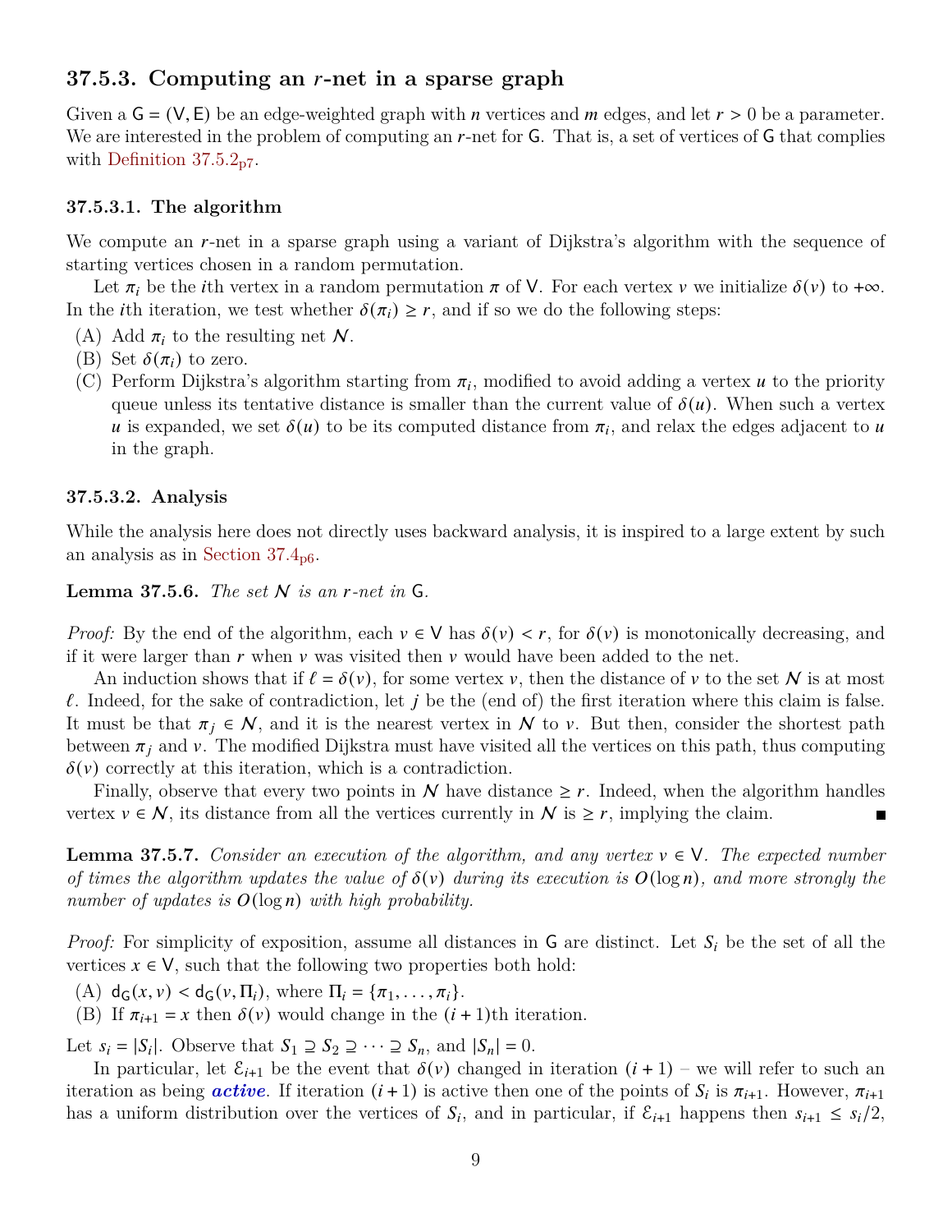### 37.5.3. Computing an $r$-net in a sparse graph

Given a $G = (V, E)$ be an edge-weighted graph with $n$ vertices and $m$ edges, and let $r > 0$ be a parameter. We are interested in the problem of computing an $r$-net for $G$. That is, a set of vertices of $G$ that complies with Definition 37.5.2p7.

#### 37.5.3.1. The algorithm

We compute an $r$-net in a sparse graph using a variant of Dijkstra's algorithm with the sequence of starting vertices chosen in a random permutation.

Let $\pi_i$ be the $i$th vertex in a random permutation $\pi$ of $V$. For each vertex $v$ we initialize $\delta(v)$ to $+\infty$. In the $i$th iteration, we test whether $\delta(\pi_i) \geq r$, and if so we do the following steps:

(A) Add $\pi_i$ to the resulting net $\mathcal{N}$.

(B) Set $\delta(\pi_i)$ to zero.

(C) Perform Dijkstra's algorithm starting from $\pi_i$, modified to avoid adding a vertex $u$ to the priority queue unless its tentative distance is smaller than the current value of $\delta(u)$. When such a vertex $u$ is expanded, we set $\delta(u)$ to be its computed distance from $\pi_i$, and relax the edges adjacent to $u$ in the graph.

#### 37.5.3.2. Analysis

While the analysis here does not directly uses backward analysis, it is inspired to a large extent by such an analysis as in Section 37.4p6.

**Lemma 37.5.6.** *The set $\mathcal{N}$ is an $r$-net in $G$.*

*Proof:* By the end of the algorithm, each $v \in V$ has $\delta(v) < r$, for $\delta(v)$ is monotonically decreasing, and if it were larger than $r$ when $v$ was visited then $v$ would have been added to the net.

An induction shows that if $\ell = \delta(v)$, for some vertex $v$, then the distance of $v$ to the set $\mathcal{N}$ is at most $\ell$. Indeed, for the sake of contradiction, let $j$ be the (end of) the first iteration where this claim is false. It must be that $\pi_j \in \mathcal{N}$, and it is the nearest vertex in $\mathcal{N}$ to $v$. But then, consider the shortest path between $\pi_j$ and $v$. The modified Dijkstra must have visited all the vertices on this path, thus computing $\delta(v)$ correctly at this iteration, which is a contradiction.

Finally, observe that every two points in $\mathcal{N}$ have distance $\geq r$. Indeed, when the algorithm handles vertex $v \in \mathcal{N}$, its distance from all the vertices currently in $\mathcal{N}$ is $\geq r$, implying the claim. ∎

**Lemma 37.5.7.** *Consider an execution of the algorithm, and any vertex $v \in V$. The expected number of times the algorithm updates the value of $\delta(v)$ during its execution is $O(\log n)$, and more strongly the number of updates is $O(\log n)$ with high probability.*

*Proof:* For simplicity of exposition, assume all distances in $G$ are distinct. Let $S_i$ be the set of all the vertices $x \in V$, such that the following two properties both hold:

(A) $d_G(x, v) < d_G(v, \Pi_i)$, where $\Pi_i = \{\pi_1, \ldots, \pi_i\}$.

(B) If $\pi_{i+1} = x$ then $\delta(v)$ would change in the $(i + 1)$th iteration.

Let $s_i = |S_i|$. Observe that $S_1 \supseteq S_2 \supseteq \cdots \supseteq S_n$, and $|S_n| = 0$.

In particular, let $\mathcal{E}_{i+1}$ be the event that $\delta(v)$ changed in iteration $(i + 1)$ – we will refer to such an iteration as being ***active***. If iteration $(i + 1)$ is active then one of the points of $S_i$ is $\pi_{i+1}$. However, $\pi_{i+1}$ has a uniform distribution over the vertices of $S_i$, and in particular, if $\mathcal{E}_{i+1}$ happens then $s_{i+1} \leq s_i/2$,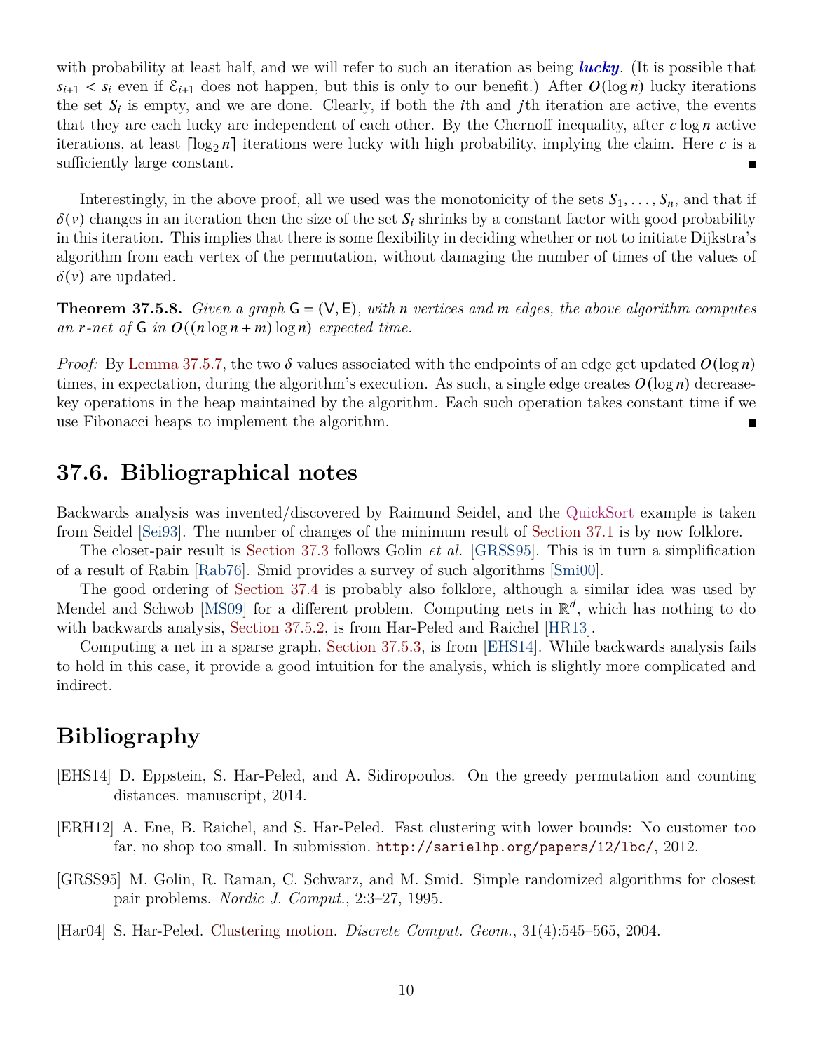with probability at least half, and we will refer to such an iteration as being ***lucky***. (It is possible that $s_{i+1} < s_i$ even if $\mathcal{E}_{i+1}$ does not happen, but this is only to our benefit.) After $O(\log n)$ lucky iterations the set $S_i$ is empty, and we are done. Clearly, if both the $i$th and $j$th iteration are active, the events that they are each lucky are independent of each other. By the Chernoff inequality, after $c \log n$ active iterations, at least $\lceil \log_2 n \rceil$ iterations were lucky with high probability, implying the claim. Here $c$ is a sufficiently large constant. ■

Interestingly, in the above proof, all we used was the monotonicity of the sets $S_1, \ldots, S_n$, and that if $\delta(v)$ changes in an iteration then the size of the set $S_i$ shrinks by a constant factor with good probability in this iteration. This implies that there is some flexibility in deciding whether or not to initiate Dijkstra's algorithm from each vertex of the permutation, without damaging the number of times of the values of $\delta(v)$ are updated.

**Theorem 37.5.8.** *Given a graph $\mathsf{G} = (\mathsf{V}, \mathsf{E})$, with $n$ vertices and $m$ edges, the above algorithm computes an $r$-net of $\mathsf{G}$ in $O((n \log n + m) \log n)$ expected time.*

*Proof:* By Lemma 37.5.7, the two $\delta$ values associated with the endpoints of an edge get updated $O(\log n)$ times, in expectation, during the algorithm's execution. As such, a single edge creates $O(\log n)$ decrease-key operations in the heap maintained by the algorithm. Each such operation takes constant time if we use Fibonacci heaps to implement the algorithm. ■

## 37.6. Bibliographical notes

Backwards analysis was invented/discovered by Raimund Seidel, and the QuickSort example is taken from Seidel [Sei93]. The number of changes of the minimum result of Section 37.1 is by now folklore.

The closet-pair result is Section 37.3 follows Golin *et al.* [GRSS95]. This is in turn a simplification of a result of Rabin [Rab76]. Smid provides a survey of such algorithms [Smi00].

The good ordering of Section 37.4 is probably also folklore, although a similar idea was used by Mendel and Schwob [MS09] for a different problem. Computing nets in $\mathbb{R}^d$, which has nothing to do with backwards analysis, Section 37.5.2, is from Har-Peled and Raichel [HR13].

Computing a net in a sparse graph, Section 37.5.3, is from [EHS14]. While backwards analysis fails to hold in this case, it provide a good intuition for the analysis, which is slightly more complicated and indirect.

# Bibliography

[EHS14] D. Eppstein, S. Har-Peled, and A. Sidiropoulos. On the greedy permutation and counting distances. manuscript, 2014.

[ERH12] A. Ene, B. Raichel, and S. Har-Peled. Fast clustering with lower bounds: No customer too far, no shop too small. In submission. `http://sarielhp.org/papers/12/lbc/`, 2012.

[GRSS95] M. Golin, R. Raman, C. Schwarz, and M. Smid. Simple randomized algorithms for closest pair problems. *Nordic J. Comput.*, 2:3–27, 1995.

[Har04] S. Har-Peled. Clustering motion. *Discrete Comput. Geom.*, 31(4):545–565, 2004.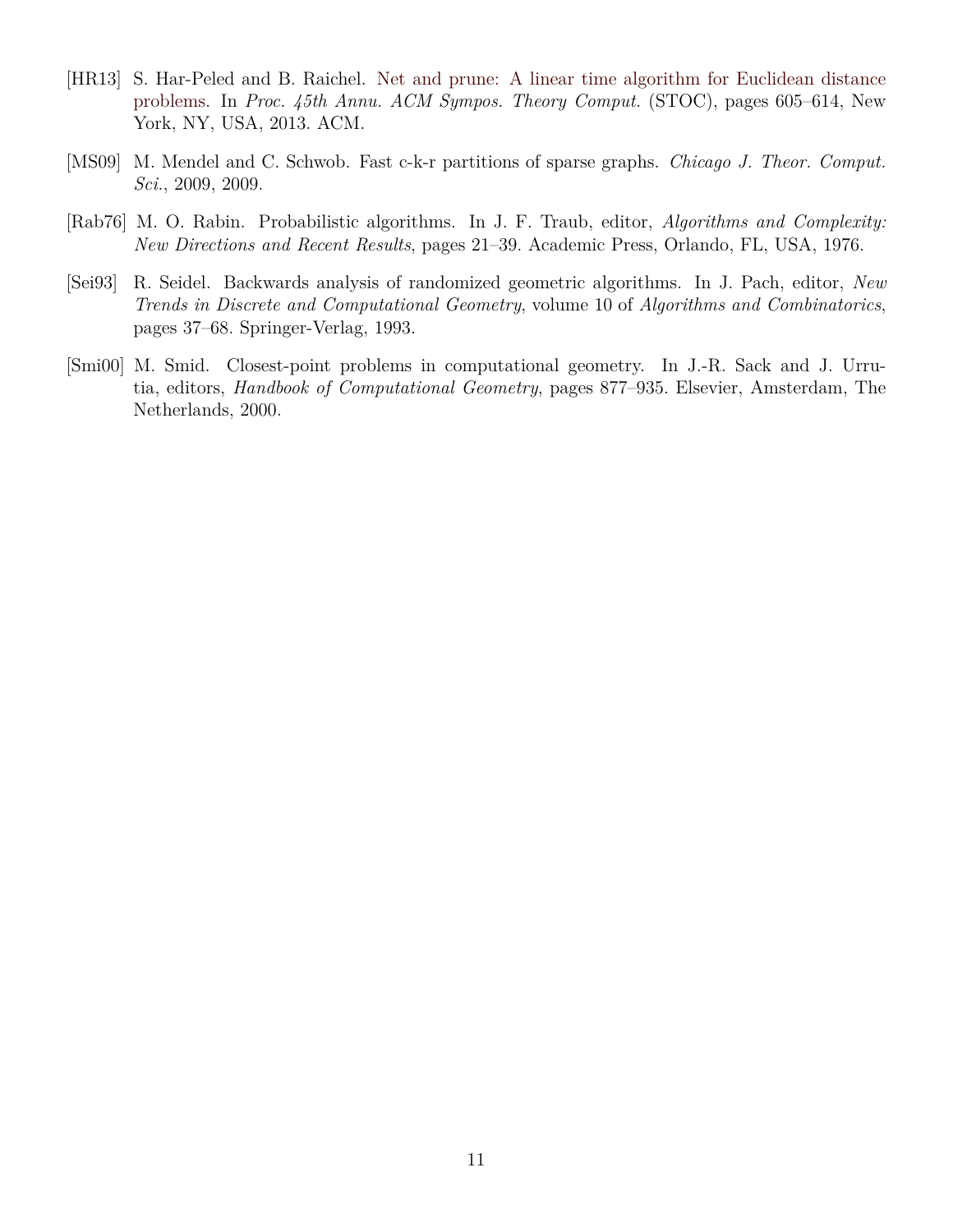- [HR13] S. Har-Peled and B. Raichel. Net and prune: A linear time algorithm for Euclidean distance problems. In *Proc. 45th Annu. ACM Sympos. Theory Comput.* (STOC), pages 605–614, New York, NY, USA, 2013. ACM.
- [MS09] M. Mendel and C. Schwob. Fast c-k-r partitions of sparse graphs. *Chicago J. Theor. Comput. Sci.*, 2009, 2009.
- [Rab76] M. O. Rabin. Probabilistic algorithms. In J. F. Traub, editor, *Algorithms and Complexity: New Directions and Recent Results*, pages 21–39. Academic Press, Orlando, FL, USA, 1976.
- [Sei93] R. Seidel. Backwards analysis of randomized geometric algorithms. In J. Pach, editor, *New Trends in Discrete and Computational Geometry*, volume 10 of *Algorithms and Combinatorics*, pages 37–68. Springer-Verlag, 1993.
- [Smi00] M. Smid. Closest-point problems in computational geometry. In J.-R. Sack and J. Urrutia, editors, *Handbook of Computational Geometry*, pages 877–935. Elsevier, Amsterdam, The Netherlands, 2000.